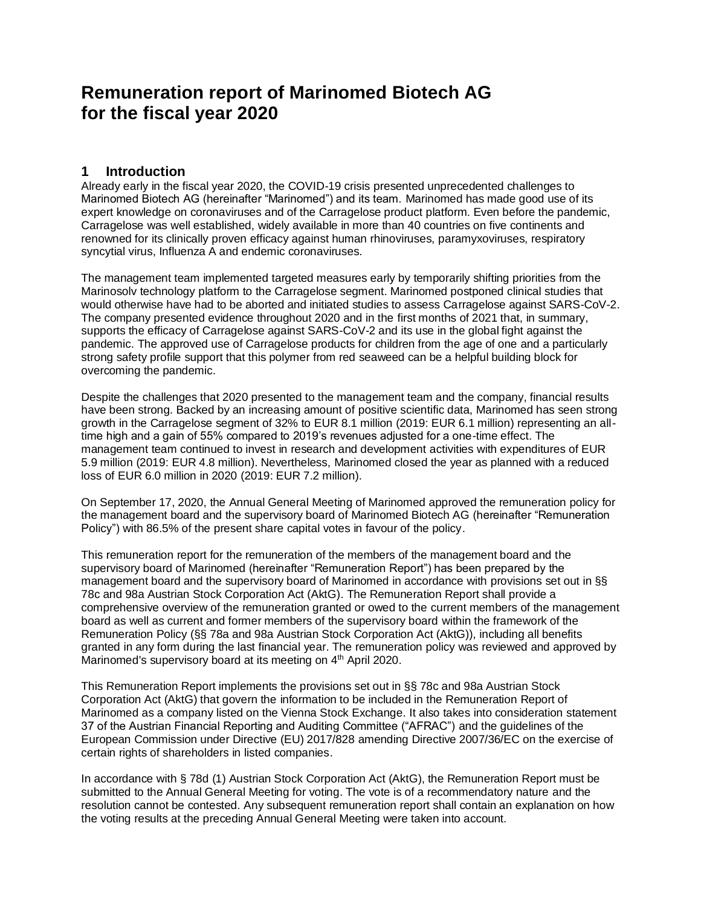# Remuneration report of Marinomed Biotech AG for the fiscal year 2020

## 1 Introduction

Already early in the fiscal year 2020, the COVID-19 crisis presented unprecedented challenges to Marinomed Biotech AG (hereinafter "Marinomed") and its team. Marinomed has made good use of its expert knowledge on coronaviruses and of the Carragelose product platform. Even before the pandemic, Carragelose was well established, widely available in more than 40 countries on five continents and renowned for its clinically proven efficacy against human rhinoviruses, paramyxoviruses, respiratory syncytial virus, Influenza A and endemic coronaviruses.

The management team implemented targeted measures early by temporarily shifting priorities from the Marinosolv technology platform to the Carragelose segment. Marinomed postponed clinical studies that would otherwise have had to be aborted and initiated studies to assess Carragelose against SARS-CoV-2. The company presented evidence throughout 2020 and in the first months of 2021 that, in summary, supports the efficacy of Carragelose against SARS-CoV-2 and its use in the global fight against the pandemic. The approved use of Carragelose products for children from the age of one and a particularly strong safety profile support that this polymer from red seaweed can be a helpful building block for overcoming the pandemic.

Despite the challenges that 2020 presented to the management team and the company, financial results have been strong. Backed by an increasing amount of positive scientific data, Marinomed has seen strong growth in the Carragelose segment of 32% to EUR 8.1 million (2019: EUR 6.1 million) representing an all-time high and a gain of 55% compared to 2019's revenues adjusted for a one-time effect. The management team continued to invest in research and development activities with expenditures of EUR 5.9 million (2019: EUR 4.8 million). Nevertheless, Marinomed closed the year as planned with a reduced loss of EUR 6.0 million in 2020 (2019: EUR 7.2 million).

On September 17, 2020, the Annual General Meeting of Marinomed approved the remuneration policy for the management board and the supervisory board of Marinomed Biotech AG (hereinafter "Remuneration Policy") with 86.5% of the present share capital votes in favour of the policy.

This remuneration report for the remuneration of the members of the management board and the supervisory board of Marinomed (hereinafter "Remuneration Report") has been prepared by the management board and the supervisory board of Marinomed in accordance with provisions set out in §§ 78c and 98a Austrian Stock Corporation Act (AktG). The Remuneration Report shall provide a comprehensive overview of the remuneration granted or owed to the current members of the management board as well as current and former members of the supervisory board within the framework of the Remuneration Policy (§§ 78a and 98a Austrian Stock Corporation Act (AktG)), including all benefits granted in any form during the last financial year. The remuneration policy was reviewed and approved by Marinomed's supervisory board at its meeting on 4th April 2020.

This Remuneration Report implements the provisions set out in §§ 78c and 98a Austrian Stock Corporation Act (AktG) that govern the information to be included in the Remuneration Report of Marinomed as a company listed on the Vienna Stock Exchange. It also takes into consideration statement 37 of the Austrian Financial Reporting and Auditing Committee ("AFRAC") and the guidelines of the European Commission under Directive (EU) 2017/828 amending Directive 2007/36/EC on the exercise of certain rights of shareholders in listed companies.

In accordance with § 78d (1) Austrian Stock Corporation Act (AktG), the Remuneration Report must be submitted to the Annual General Meeting for voting. The vote is of a recommendatory nature and the resolution cannot be contested. Any subsequent remuneration report shall contain an explanation on how the voting results at the preceding Annual General Meeting were taken into account.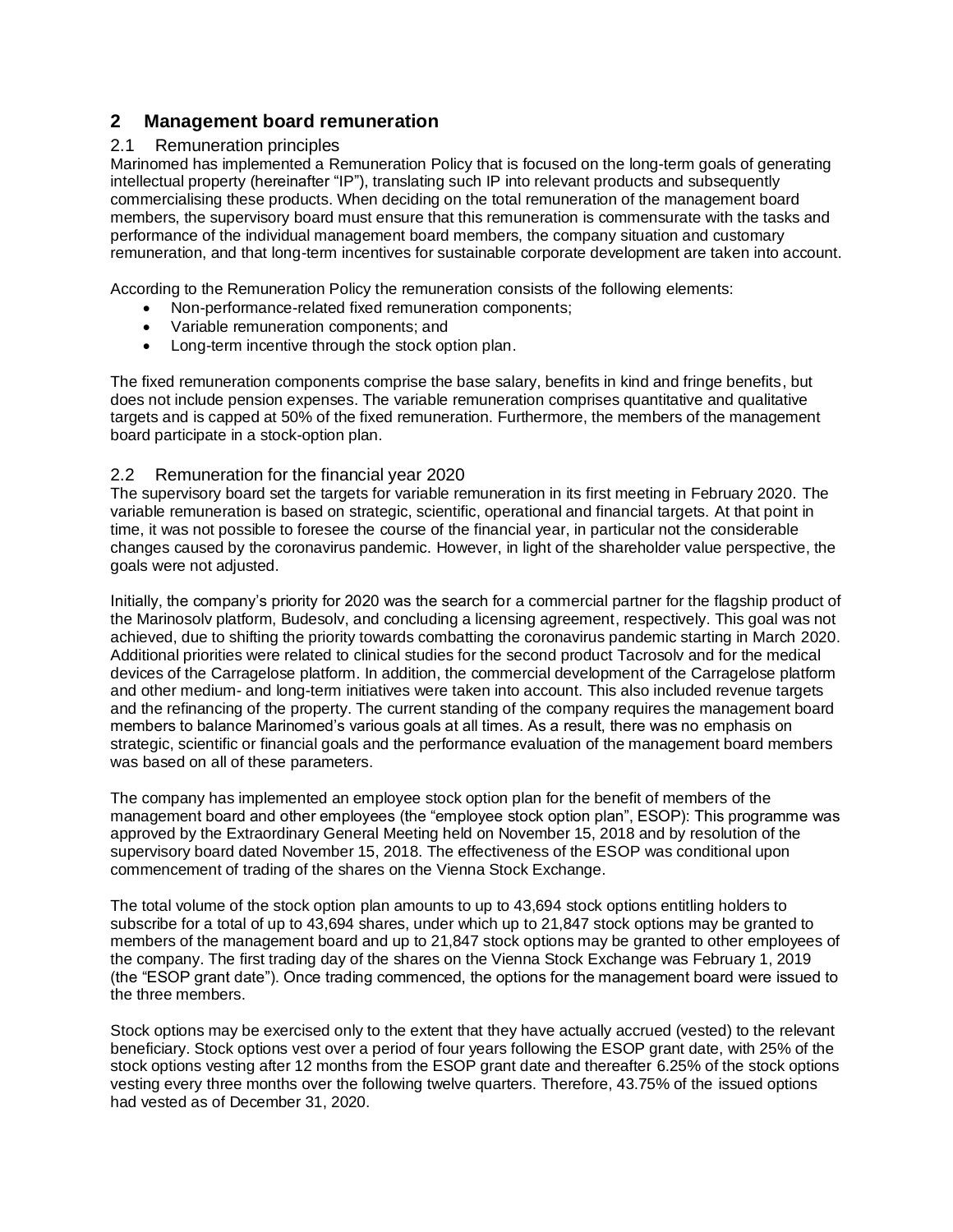## 2 Management board remuneration

### 2.1 Remuneration principles

Marinomed has implemented a Remuneration Policy that is focused on the long-term goals of generating intellectual property (hereinafter "IP"), translating such IP into relevant products and subsequently commercialising these products. When deciding on the total remuneration of the management board members, the supervisory board must ensure that this remuneration is commensurate with the tasks and performance of the individual management board members, the company situation and customary remuneration, and that long-term incentives for sustainable corporate development are taken into account.

According to the Remuneration Policy the remuneration consists of the following elements:

- Non-performance-related fixed remuneration components;
- Variable remuneration components; and
- Long-term incentive through the stock option plan.

The fixed remuneration components comprise the base salary, benefits in kind and fringe benefits, but does not include pension expenses. The variable remuneration comprises quantitative and qualitative targets and is capped at 50% of the fixed remuneration. Furthermore, the members of the management board participate in a stock-option plan.

### 2.2 Remuneration for the financial year 2020

The supervisory board set the targets for variable remuneration in its first meeting in February 2020. The variable remuneration is based on strategic, scientific, operational and financial targets. At that point in time, it was not possible to foresee the course of the financial year, in particular not the considerable changes caused by the coronavirus pandemic. However, in light of the shareholder value perspective, the goals were not adjusted.

Initially, the company's priority for 2020 was the search for a commercial partner for the flagship product of the Marinosolv platform, Budesolv, and concluding a licensing agreement, respectively. This goal was not achieved, due to shifting the priority towards combatting the coronavirus pandemic starting in March 2020. Additional priorities were related to clinical studies for the second product Tacrosolv and for the medical devices of the Carragelose platform. In addition, the commercial development of the Carragelose platform and other medium- and long-term initiatives were taken into account. This also included revenue targets and the refinancing of the property. The current standing of the company requires the management board members to balance Marinomed's various goals at all times. As a result, there was no emphasis on strategic, scientific or financial goals and the performance evaluation of the management board members was based on all of these parameters.

The company has implemented an employee stock option plan for the benefit of members of the management board and other employees (the "employee stock option plan", ESOP): This programme was approved by the Extraordinary General Meeting held on November 15, 2018 and by resolution of the supervisory board dated November 15, 2018. The effectiveness of the ESOP was conditional upon commencement of trading of the shares on the Vienna Stock Exchange.

The total volume of the stock option plan amounts to up to 43,694 stock options entitling holders to subscribe for a total of up to 43,694 shares, under which up to 21,847 stock options may be granted to members of the management board and up to 21,847 stock options may be granted to other employees of the company. The first trading day of the shares on the Vienna Stock Exchange was February 1, 2019 (the "ESOP grant date"). Once trading commenced, the options for the management board were issued to the three members.

Stock options may be exercised only to the extent that they have actually accrued (vested) to the relevant beneficiary. Stock options vest over a period of four years following the ESOP grant date, with 25% of the stock options vesting after 12 months from the ESOP grant date and thereafter 6.25% of the stock options vesting every three months over the following twelve quarters. Therefore, 43.75% of the issued options had vested as of December 31, 2020.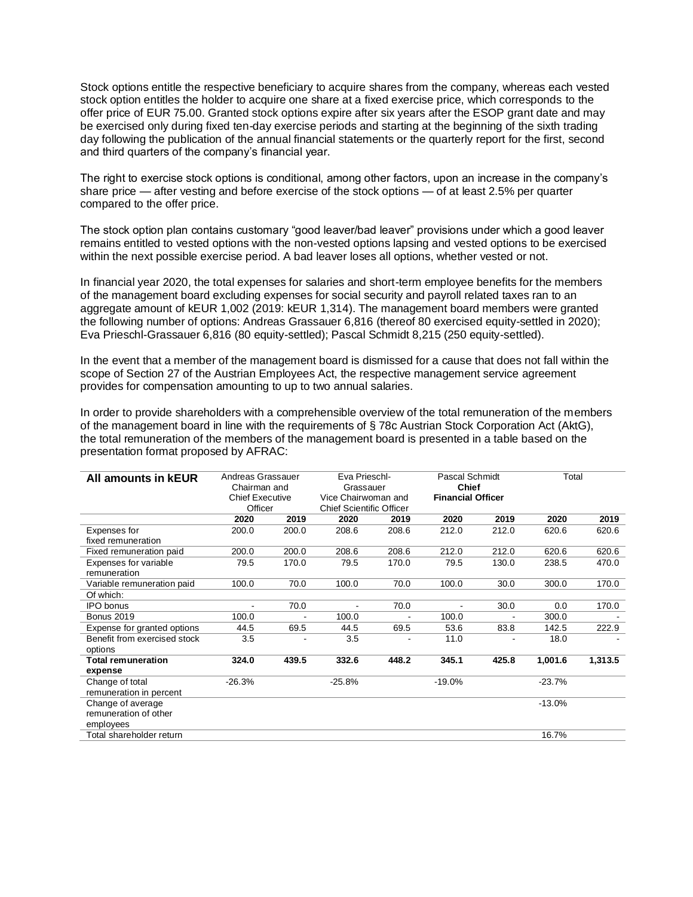Stock options entitle the respective beneficiary to acquire shares from the company, whereas each vested stock option entitles the holder to acquire one share at a fixed exercise price, which corresponds to the offer price of EUR 75.00. Granted stock options expire after six years after the ESOP grant date and may be exercised only during fixed ten-day exercise periods and starting at the beginning of the sixth trading day following the publication of the annual financial statements or the quarterly report for the first, second and third quarters of the company's financial year.

The right to exercise stock options is conditional, among other factors, upon an increase in the company's share price — after vesting and before exercise of the stock options — of at least 2.5% per quarter compared to the offer price.

The stock option plan contains customary "good leaver/bad leaver" provisions under which a good leaver remains entitled to vested options with the non-vested options lapsing and vested options to be exercised within the next possible exercise period. A bad leaver loses all options, whether vested or not.

In financial year 2020, the total expenses for salaries and short-term employee benefits for the members of the management board excluding expenses for social security and payroll related taxes ran to an aggregate amount of kEUR 1,002 (2019: kEUR 1,314). The management board members were granted the following number of options: Andreas Grassauer 6,816 (thereof 80 exercised equity-settled in 2020); Eva Prieschl-Grassauer 6,816 (80 equity-settled); Pascal Schmidt 8,215 (250 equity-settled).

In the event that a member of the management board is dismissed for a cause that does not fall within the scope of Section 27 of the Austrian Employees Act, the respective management service agreement provides for compensation amounting to up to two annual salaries.

In order to provide shareholders with a comprehensible overview of the total remuneration of the members of the management board in line with the requirements of § 78c Austrian Stock Corporation Act (AktG), the total remuneration of the members of the management board is presented in a table based on the presentation format proposed by AFRAC:

| **All amounts in kEUR** | Andreas Grassauer Chairman and Chief Executive Officer | | Eva Prieschl-Grassauer Vice Chairwoman and Chief Scientific Officer | | Pascal Schmidt **Chief Financial Officer** | | Total | |
|---|---|---|---|---|---|---|---|---|
| | **2020** | **2019** | **2020** | **2019** | **2020** | **2019** | **2020** | **2019** |
| Expenses for fixed remuneration | 200.0 | 200.0 | 208.6 | 208.6 | 212.0 | 212.0 | 620.6 | 620.6 |
| Fixed remuneration paid | 200.0 | 200.0 | 208.6 | 208.6 | 212.0 | 212.0 | 620.6 | 620.6 |
| Expenses for variable remuneration | 79.5 | 170.0 | 79.5 | 170.0 | 79.5 | 130.0 | 238.5 | 470.0 |
| Variable remuneration paid | 100.0 | 70.0 | 100.0 | 70.0 | 100.0 | 30.0 | 300.0 | 170.0 |
| Of which: | | | | | | | | |
| IPO bonus | - | 70.0 | - | 70.0 | - | 30.0 | 0.0 | 170.0 |
| Bonus 2019 | 100.0 | - | 100.0 | - | 100.0 | - | 300.0 | - |
| Expense for granted options | 44.5 | 69.5 | 44.5 | 69.5 | 53.6 | 83.8 | 142.5 | 222.9 |
| Benefit from exercised stock options | 3.5 | - | 3.5 | - | 11.0 | - | 18.0 | - |
| **Total remuneration expense** | **324.0** | **439.5** | **332.6** | **448.2** | **345.1** | **425.8** | **1,001.6** | **1,313.5** |
| Change of total remuneration in percent | -26.3% | | -25.8% | | -19.0% | | -23.7% | |
| Change of average remuneration of other employees | | | | | | | -13.0% | |
| Total shareholder return | | | | | | | 16.7% | |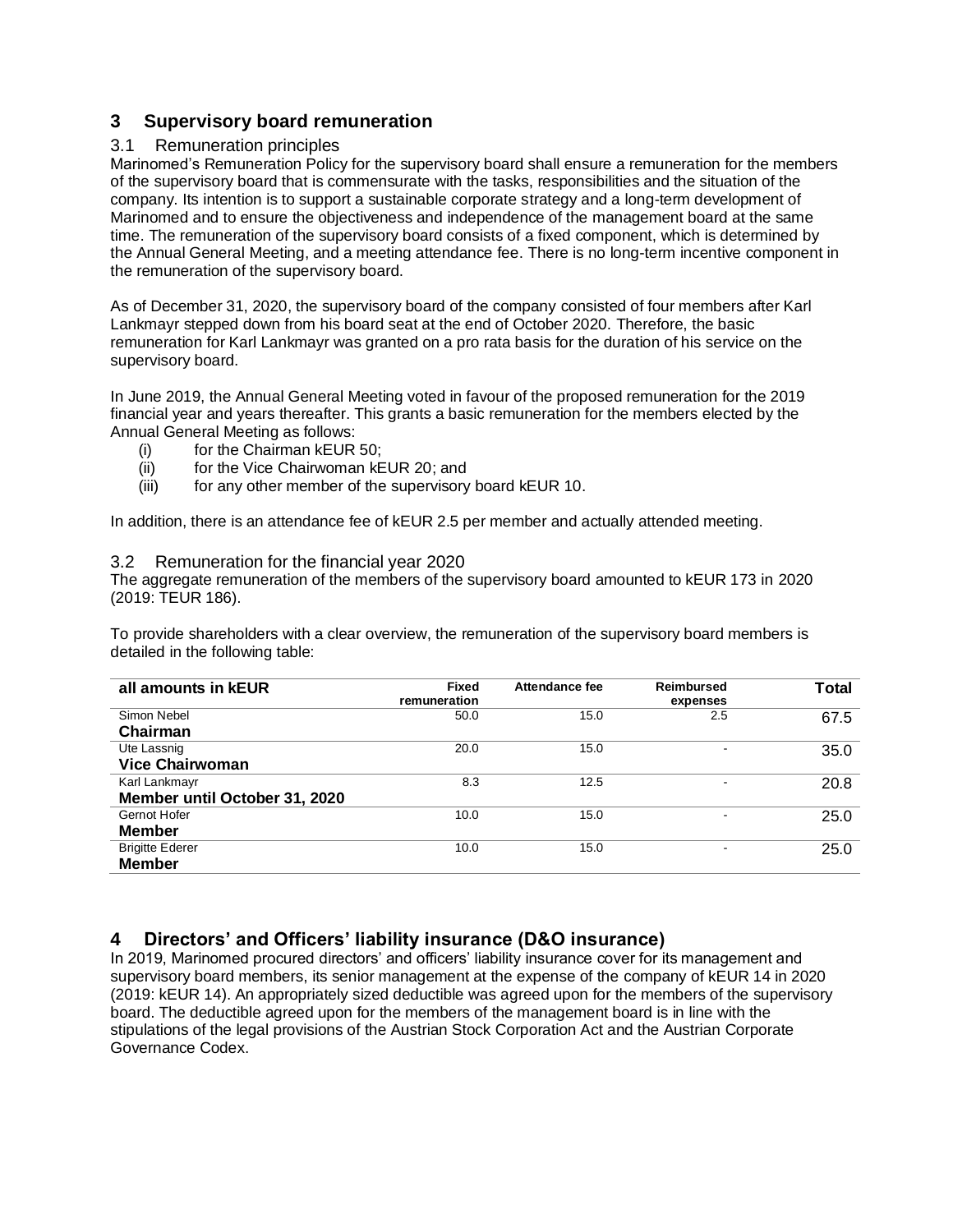## 3 Supervisory board remuneration

### 3.1 Remuneration principles

Marinomed's Remuneration Policy for the supervisory board shall ensure a remuneration for the members of the supervisory board that is commensurate with the tasks, responsibilities and the situation of the company. Its intention is to support a sustainable corporate strategy and a long-term development of Marinomed and to ensure the objectiveness and independence of the management board at the same time. The remuneration of the supervisory board consists of a fixed component, which is determined by the Annual General Meeting, and a meeting attendance fee. There is no long-term incentive component in the remuneration of the supervisory board.

As of December 31, 2020, the supervisory board of the company consisted of four members after Karl Lankmayr stepped down from his board seat at the end of October 2020. Therefore, the basic remuneration for Karl Lankmayr was granted on a pro rata basis for the duration of his service on the supervisory board.

In June 2019, the Annual General Meeting voted in favour of the proposed remuneration for the 2019 financial year and years thereafter. This grants a basic remuneration for the members elected by the Annual General Meeting as follows:

- (i) for the Chairman kEUR 50;
- (ii) for the Vice Chairwoman kEUR 20; and
- (iii) for any other member of the supervisory board kEUR 10.

In addition, there is an attendance fee of kEUR 2.5 per member and actually attended meeting.

### 3.2 Remuneration for the financial year 2020

The aggregate remuneration of the members of the supervisory board amounted to kEUR 173 in 2020 (2019: TEUR 186).

To provide shareholders with a clear overview, the remuneration of the supervisory board members is detailed in the following table:

| all amounts in kEUR | Fixed remuneration | Attendance fee | Reimbursed expenses | Total |
|---|---|---|---|---|
| Simon Nebel<br>**Chairman** | 50.0 | 15.0 | 2.5 | 67.5 |
| Ute Lassnig<br>**Vice Chairwoman** | 20.0 | 15.0 | - | 35.0 |
| Karl Lankmayr<br>**Member until October 31, 2020** | 8.3 | 12.5 | - | 20.8 |
| Gernot Hofer<br>**Member** | 10.0 | 15.0 | - | 25.0 |
| Brigitte Ederer<br>**Member** | 10.0 | 15.0 | - | 25.0 |

## 4 Directors' and Officers' liability insurance (D&O insurance)

In 2019, Marinomed procured directors' and officers' liability insurance cover for its management and supervisory board members, its senior management at the expense of the company of kEUR 14 in 2020 (2019: kEUR 14). An appropriately sized deductible was agreed upon for the members of the supervisory board. The deductible agreed upon for the members of the management board is in line with the stipulations of the legal provisions of the Austrian Stock Corporation Act and the Austrian Corporate Governance Codex.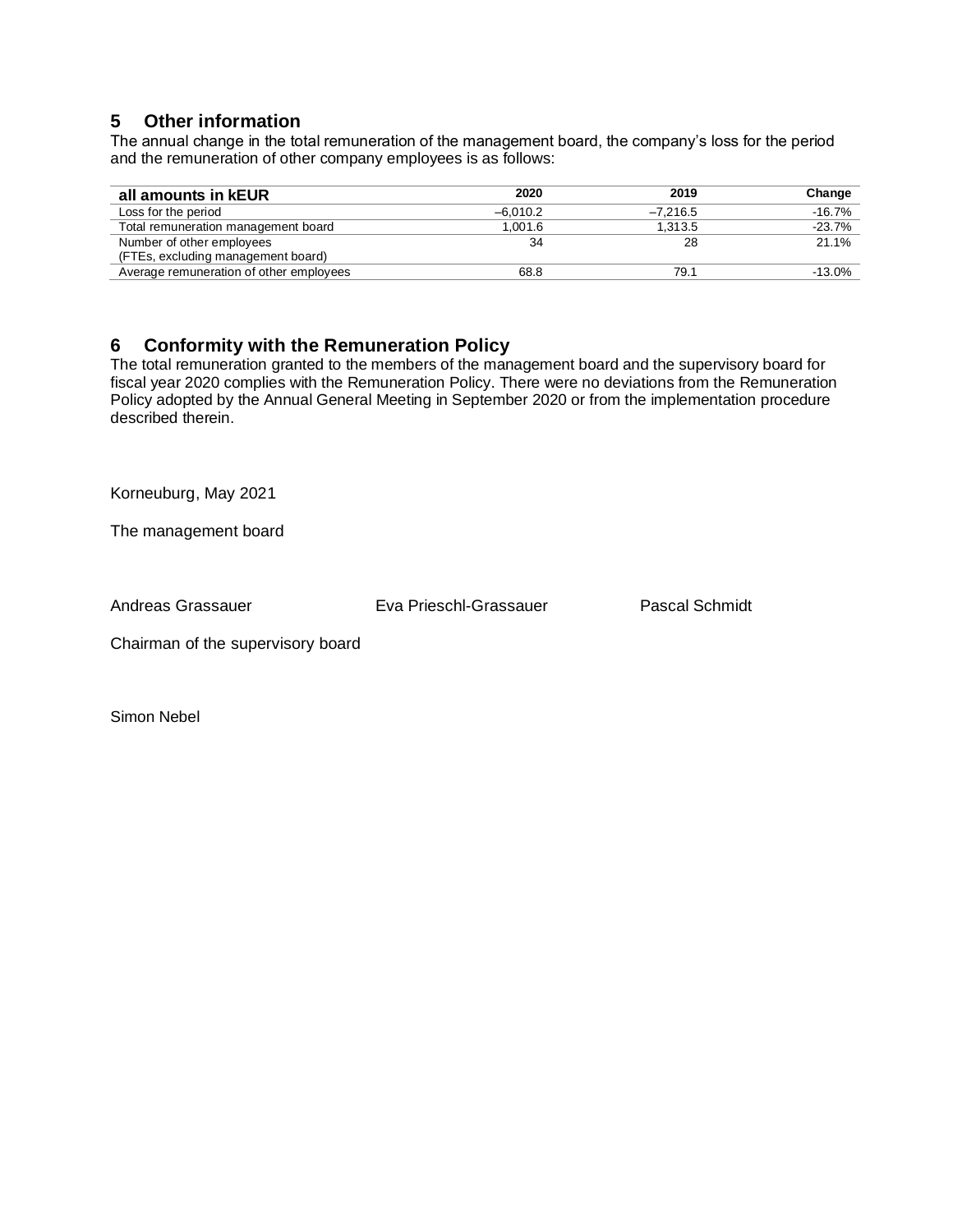## 5 Other information

The annual change in the total remuneration of the management board, the company's loss for the period and the remuneration of other company employees is as follows:

| all amounts in kEUR | 2020 | 2019 | Change |
|---|---|---|---|
| Loss for the period | –6,010.2 | –7,216.5 | -16.7% |
| Total remuneration management board | 1,001.6 | 1,313.5 | -23.7% |
| Number of other employees (FTEs, excluding management board) | 34 | 28 | 21.1% |
| Average remuneration of other employees | 68.8 | 79.1 | -13.0% |

## 6 Conformity with the Remuneration Policy

The total remuneration granted to the members of the management board and the supervisory board for fiscal year 2020 complies with the Remuneration Policy. There were no deviations from the Remuneration Policy adopted by the Annual General Meeting in September 2020 or from the implementation procedure described therein.

Korneuburg, May 2021

The management board

Andreas Grassauer Eva Prieschl-Grassauer Pascal Schmidt

Chairman of the supervisory board

Simon Nebel